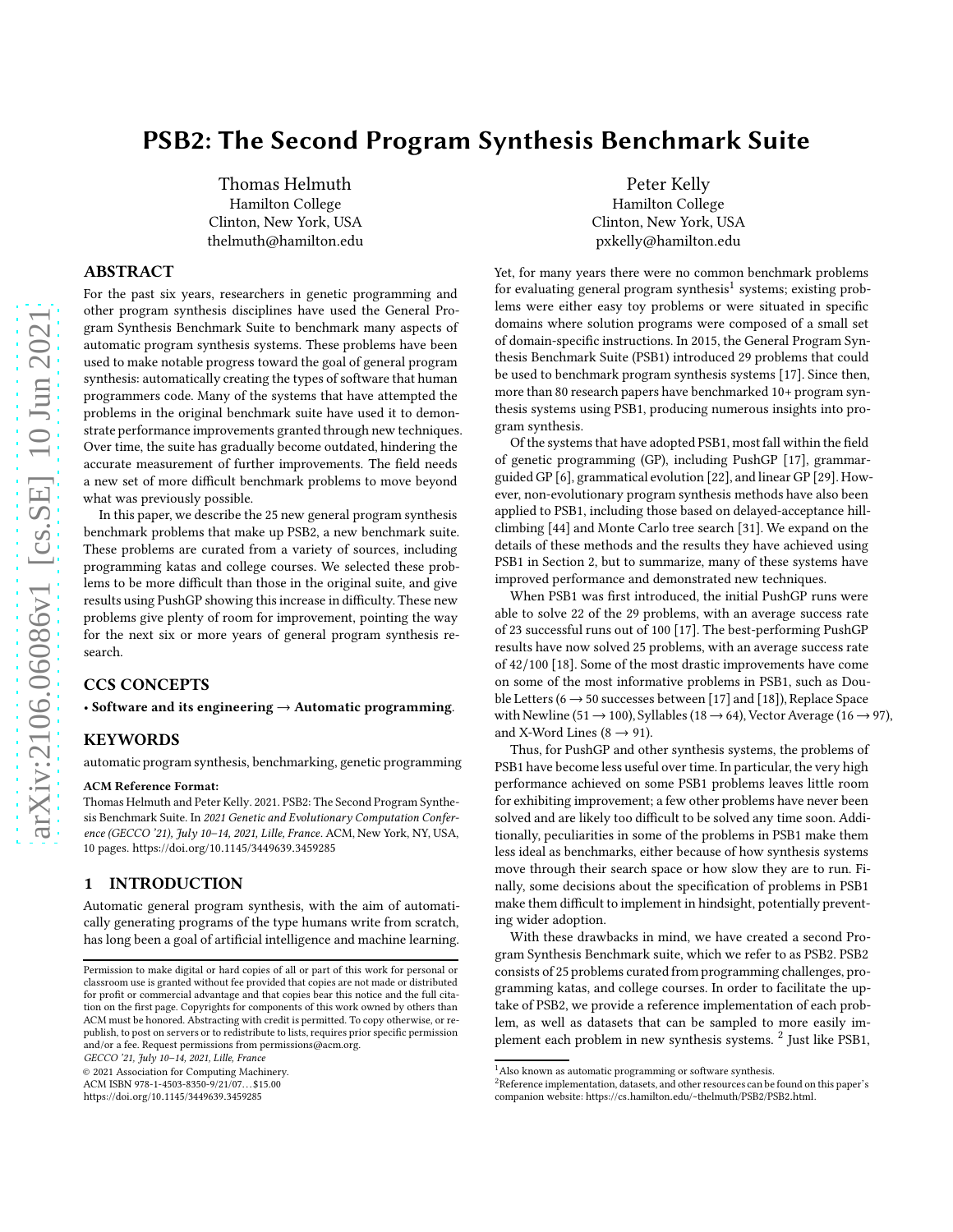# PSB2: The Second Program Synthesis Benchmark Suite

Thomas Helmuth
Hamilton College
Clinton, New York, USA
thelmuth@hamilton.edu

Peter Kelly
Hamilton College
Clinton, New York, USA
pxkelly@hamilton.edu

## ABSTRACT

For the past six years, researchers in genetic programming and other program synthesis disciplines have used the General Program Synthesis Benchmark Suite to benchmark many aspects of automatic program synthesis systems. These problems have been used to make notable progress toward the goal of general program synthesis: automatically creating the types of software that human programmers code. Many of the systems that have attempted the problems in the original benchmark suite have used it to demonstrate performance improvements granted through new techniques. Over time, the suite has gradually become outdated, hindering the accurate measurement of further improvements. The field needs a new set of more difficult benchmark problems to move beyond what was previously possible.

In this paper, we describe the 25 new general program synthesis benchmark problems that make up PSB2, a new benchmark suite. These problems are curated from a variety of sources, including programming katas and college courses. We selected these problems to be more difficult than those in the original suite, and give results using PushGP showing this increase in difficulty. These new problems give plenty of room for improvement, pointing the way for the next six or more years of general program synthesis research.

## CCS CONCEPTS

• **Software and its engineering → Automatic programming**.

## KEYWORDS

automatic program synthesis, benchmarking, genetic programming

**ACM Reference Format:**
Thomas Helmuth and Peter Kelly. 2021. PSB2: The Second Program Synthesis Benchmark Suite. In *2021 Genetic and Evolutionary Computation Conference (GECCO '21), July 10–14, 2021, Lille, France.* ACM, New York, NY, USA, 10 pages. https://doi.org/10.1145/3449639.3459285

## 1 INTRODUCTION

Automatic general program synthesis, with the aim of automatically generating programs of the type humans write from scratch, has long been a goal of artificial intelligence and machine learning. Yet, for many years there were no common benchmark problems for evaluating general program synthesis[1] systems; existing problems were either easy toy problems or were situated in specific domains where solution programs were composed of a small set of domain-specific instructions. In 2015, the General Program Synthesis Benchmark Suite (PSB1) introduced 29 problems that could be used to benchmark program synthesis systems [17]. Since then, more than 80 research papers have benchmarked 10+ program synthesis systems using PSB1, producing numerous insights into program synthesis.

Of the systems that have adopted PSB1, most fall within the field of genetic programming (GP), including PushGP [17], grammar-guided GP [6], grammatical evolution [22], and linear GP [29]. However, non-evolutionary program synthesis methods have also been applied to PSB1, including those based on delayed-acceptance hill-climbing [44] and Monte Carlo tree search [31]. We expand on the details of these methods and the results they have achieved using PSB1 in Section 2, but to summarize, many of these systems have improved performance and demonstrated new techniques.

When PSB1 was first introduced, the initial PushGP runs were able to solve 22 of the 29 problems, with an average success rate of 23 successful runs out of 100 [17]. The best-performing PushGP results have now solved 25 problems, with an average success rate of 42/100 [18]. Some of the most drastic improvements have come on some of the most informative problems in PSB1, such as Double Letters ($6 \rightarrow 50$ successes between [17] and [18]), Replace Space with Newline ($51 \rightarrow 100$), Syllables ($18 \rightarrow 64$), Vector Average ($16 \rightarrow 97$), and X-Word Lines ($8 \rightarrow 91$).

Thus, for PushGP and other synthesis systems, the problems of PSB1 have become less useful over time. In particular, the very high performance achieved on some PSB1 problems leaves little room for exhibiting improvement; a few other problems have never been solved and are likely too difficult to be solved any time soon. Additionally, peculiarities in some of the problems in PSB1 make them less ideal as benchmarks, either because of how synthesis systems move through their search space or how slow they are to run. Finally, some decisions about the specification of problems in PSB1 make them difficult to implement in hindsight, potentially preventing wider adoption.

With these drawbacks in mind, we have created a second Program Synthesis Benchmark suite, which we refer to as PSB2. PSB2 consists of 25 problems curated from programming challenges, programming katas, and college courses. In order to facilitate the uptake of PSB2, we provide a reference implementation of each problem, as well as datasets that can be sampled to more easily implement each problem in new synthesis systems. [2] Just like PSB1,

---

[1] Also known as automatic programming or software synthesis.

[2] Reference implementation, datasets, and other resources can be found on this paper's companion website: https://cs.hamilton.edu/~thelmuth/PSB2/PSB2.html.

Permission to make digital or hard copies of all or part of this work for personal or classroom use is granted without fee provided that copies are not made or distributed for profit or commercial advantage and that copies bear this notice and the full citation on the first page. Copyrights for components of this work owned by others than ACM must be honored. Abstracting with credit is permitted. To copy otherwise, or republish, to post on servers or to redistribute to lists, requires prior specific permission and/or a fee. Request permissions from permissions@acm.org.
*GECCO '21, July 10–14, 2021, Lille, France*
© 2021 Association for Computing Machinery.
ACM ISBN 978-1-4503-8350-9/21/07...$15.00
https://doi.org/10.1145/3449639.3459285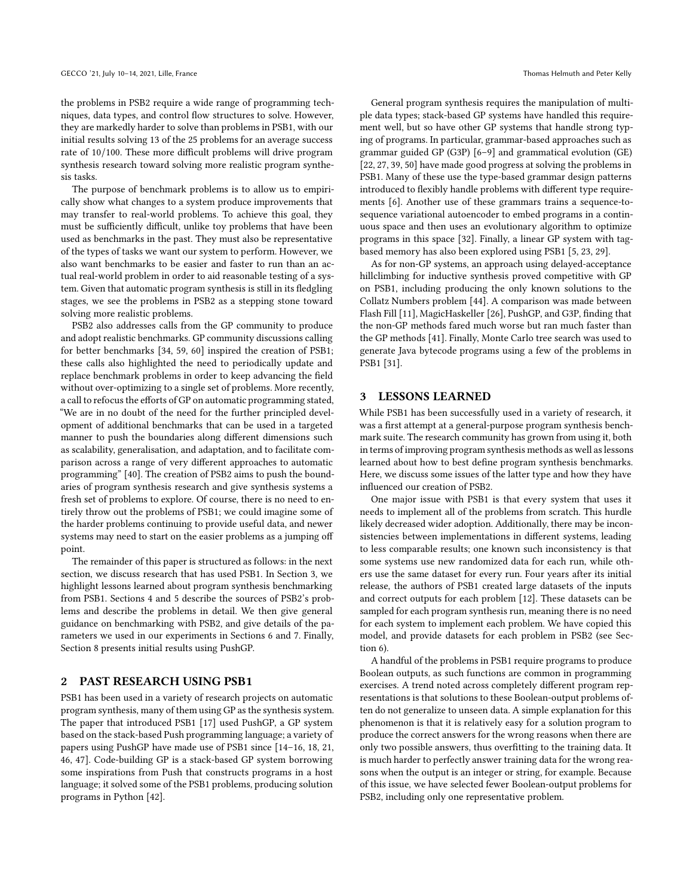the problems in PSB2 require a wide range of programming techniques, data types, and control flow structures to solve. However, they are markedly harder to solve than problems in PSB1, with our initial results solving 13 of the 25 problems for an average success rate of 10/100. These more difficult problems will drive program synthesis research toward solving more realistic program synthesis tasks.

The purpose of benchmark problems is to allow us to empirically show what changes to a system produce improvements that may transfer to real-world problems. To achieve this goal, they must be sufficiently difficult, unlike toy problems that have been used as benchmarks in the past. They must also be representative of the types of tasks we want our system to perform. However, we also want benchmarks to be easier and faster to run than an actual real-world problem in order to aid reasonable testing of a system. Given that automatic program synthesis is still in its fledgling stages, we see the problems in PSB2 as a stepping stone toward solving more realistic problems.

PSB2 also addresses calls from the GP community to produce and adopt realistic benchmarks. GP community discussions calling for better benchmarks [34, 59, 60] inspired the creation of PSB1; these calls also highlighted the need to periodically update and replace benchmark problems in order to keep advancing the field without over-optimizing to a single set of problems. More recently, a call to refocus the efforts of GP on automatic programming stated, "We are in no doubt of the need for the further principled development of additional benchmarks that can be used in a targeted manner to push the boundaries along different dimensions such as scalability, generalisation, and adaptation, and to facilitate comparison across a range of very different approaches to automatic programming" [40]. The creation of PSB2 aims to push the boundaries of program synthesis research and give synthesis systems a fresh set of problems to explore. Of course, there is no need to entirely throw out the problems of PSB1; we could imagine some of the harder problems continuing to provide useful data, and newer systems may need to start on the easier problems as a jumping off point.

The remainder of this paper is structured as follows: in the next section, we discuss research that has used PSB1. In Section 3, we highlight lessons learned about program synthesis benchmarking from PSB1. Sections 4 and 5 describe the sources of PSB2's problems and describe the problems in detail. We then give general guidance on benchmarking with PSB2, and give details of the parameters we used in our experiments in Sections 6 and 7. Finally, Section 8 presents initial results using PushGP.

## 2 PAST RESEARCH USING PSB1

PSB1 has been used in a variety of research projects on automatic program synthesis, many of them using GP as the synthesis system. The paper that introduced PSB1 [17] used PushGP, a GP system based on the stack-based Push programming language; a variety of papers using PushGP have made use of PSB1 since [14–16, 18, 21, 46, 47]. Code-building GP is a stack-based GP system borrowing some inspirations from Push that constructs programs in a host language; it solved some of the PSB1 problems, producing solution programs in Python [42].

General program synthesis requires the manipulation of multiple data types; stack-based GP systems have handled this requirement well, but so have other GP systems that handle strong typing of programs. In particular, grammar-based approaches such as grammar guided GP (G3P) [6–9] and grammatical evolution (GE) [22, 27, 39, 50] have made good progress at solving the problems in PSB1. Many of these use the type-based grammar design patterns introduced to flexibly handle problems with different type requirements [6]. Another use of these grammars trains a sequence-to-sequence variational autoencoder to embed programs in a continuous space and then uses an evolutionary algorithm to optimize programs in this space [32]. Finally, a linear GP system with tag-based memory has also been explored using PSB1 [5, 23, 29].

As for non-GP systems, an approach using delayed-acceptance hillclimbing for inductive synthesis proved competitive with GP on PSB1, including producing the only known solutions to the Collatz Numbers problem [44]. A comparison was made between Flash Fill [11], MagicHaskeller [26], PushGP, and G3P, finding that the non-GP methods fared much worse but ran much faster than the GP methods [41]. Finally, Monte Carlo tree search was used to generate Java bytecode programs using a few of the problems in PSB1 [31].

## 3 LESSONS LEARNED

While PSB1 has been successfully used in a variety of research, it was a first attempt at a general-purpose program synthesis benchmark suite. The research community has grown from using it, both in terms of improving program synthesis methods as well as lessons learned about how to best define program synthesis benchmarks. Here, we discuss some issues of the latter type and how they have influenced our creation of PSB2.

One major issue with PSB1 is that every system that uses it needs to implement all of the problems from scratch. This hurdle likely decreased wider adoption. Additionally, there may be inconsistencies between implementations in different systems, leading to less comparable results; one known such inconsistency is that some systems use new randomized data for each run, while others use the same dataset for every run. Four years after its initial release, the authors of PSB1 created large datasets of the inputs and correct outputs for each problem [12]. These datasets can be sampled for each program synthesis run, meaning there is no need for each system to implement each problem. We have copied this model, and provide datasets for each problem in PSB2 (see Section 6).

A handful of the problems in PSB1 require programs to produce Boolean outputs, as such functions are common in programming exercises. A trend noted across completely different program representations is that solutions to these Boolean-output problems often do not generalize to unseen data. A simple explanation for this phenomenon is that it is relatively easy for a solution program to produce the correct answers for the wrong reasons when there are only two possible answers, thus overfitting to the training data. It is much harder to perfectly answer training data for the wrong reasons when the output is an integer or string, for example. Because of this issue, we have selected fewer Boolean-output problems for PSB2, including only one representative problem.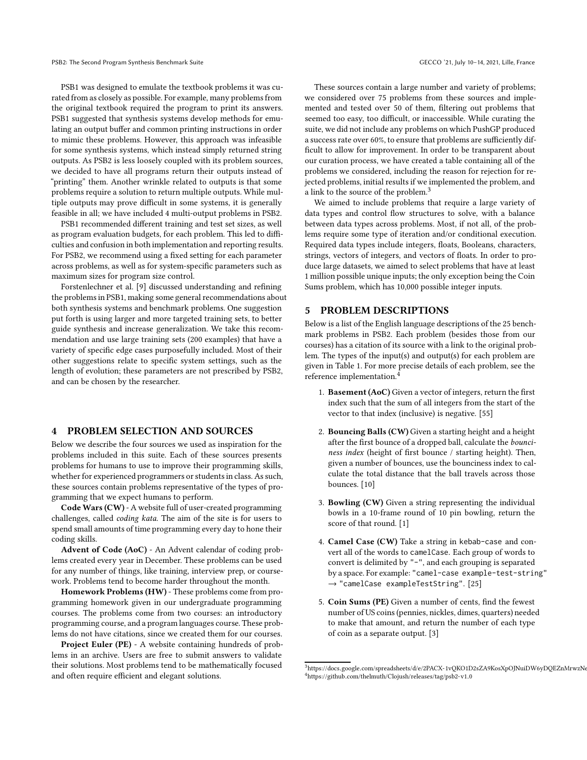PSB1 was designed to emulate the textbook problems it was curated from as closely as possible. For example, many problems from the original textbook required the program to print its answers. PSB1 suggested that synthesis systems develop methods for emulating an output buffer and common printing instructions in order to mimic these problems. However, this approach was infeasible for some synthesis systems, which instead simply returned string outputs. As PSB2 is less loosely coupled with its problem sources, we decided to have all programs return their outputs instead of "printing" them. Another wrinkle related to outputs is that some problems require a solution to return multiple outputs. While multiple outputs may prove difficult in some systems, it is generally feasible in all; we have included 4 multi-output problems in PSB2.

PSB1 recommended different training and test set sizes, as well as program evaluation budgets, for each problem. This led to difficulties and confusion in both implementation and reporting results. For PSB2, we recommend using a fixed setting for each parameter across problems, as well as for system-specific parameters such as maximum sizes for program size control.

Forstenlechner et al. [9] discussed understanding and refining the problems in PSB1, making some general recommendations about both synthesis systems and benchmark problems. One suggestion put forth is using larger and more targeted training sets, to better guide synthesis and increase generalization. We take this recommendation and use large training sets (200 examples) that have a variety of specific edge cases purposefully included. Most of their other suggestions relate to specific system settings, such as the length of evolution; these parameters are not prescribed by PSB2, and can be chosen by the researcher.

## 4 PROBLEM SELECTION AND SOURCES

Below we describe the four sources we used as inspiration for the problems included in this suite. Each of these sources presents problems for humans to use to improve their programming skills, whether for experienced programmers or students in class. As such, these sources contain problems representative of the types of programming that we expect humans to perform.

**Code Wars (CW)** - A website full of user-created programming challenges, called *coding kata*. The aim of the site is for users to spend small amounts of time programming every day to hone their coding skills.

**Advent of Code (AoC)** - An Advent calendar of coding problems created every year in December. These problems can be used for any number of things, like training, interview prep, or coursework. Problems tend to become harder throughout the month.

**Homework Problems (HW)** - These problems come from programming homework given in our undergraduate programming courses. The problems come from two courses: an introductory programming course, and a program languages course. These problems do not have citations, since we created them for our courses.

**Project Euler (PE)** - A website containing hundreds of problems in an archive. Users are free to submit answers to validate their solutions. Most problems tend to be mathematically focused and often require efficient and elegant solutions.

These sources contain a large number and variety of problems; we considered over 75 problems from these sources and implemented and tested over 50 of them, filtering out problems that seemed too easy, too difficult, or inaccessible. While curating the suite, we did not include any problems on which PushGP produced a success rate over 60%, to ensure that problems are sufficiently difficult to allow for improvement. In order to be transparent about our curation process, we have created a table containing all of the problems we considered, including the reason for rejection for rejected problems, initial results if we implemented the problem, and a link to the source of the problem.[3]

We aimed to include problems that require a large variety of data types and control flow structures to solve, with a balance between data types across problems. Most, if not all, of the problems require some type of iteration and/or conditional execution. Required data types include integers, floats, Booleans, characters, strings, vectors of integers, and vectors of floats. In order to produce large datasets, we aimed to select problems that have at least 1 million possible unique inputs; the only exception being the Coin Sums problem, which has 10,000 possible integer inputs.

## 5 PROBLEM DESCRIPTIONS

Below is a list of the English language descriptions of the 25 benchmark problems in PSB2. Each problem (besides those from our courses) has a citation of its source with a link to the original problem. The types of the input(s) and output(s) for each problem are given in Table 1. For more precise details of each problem, see the reference implementation.[4]

1. **Basement (AoC)** Given a vector of integers, return the first index such that the sum of all integers from the start of the vector to that index (inclusive) is negative. [55]
2. **Bouncing Balls (CW)** Given a starting height and a height after the first bounce of a dropped ball, calculate the *bounciness index* (height of first bounce / starting height). Then, given a number of bounces, use the bounciness index to calculate the total distance that the ball travels across those bounces. [10]
3. **Bowling (CW)** Given a string representing the individual bowls in a 10-frame round of 10 pin bowling, return the score of that round. [1]
4. **Camel Case (CW)** Take a string in kebab-case and convert all of the words to camelCase. Each group of words to convert is delimited by "-", and each grouping is separated by a space. For example: "camel-case example-test-string" → "camelCase exampleTestString". [25]
5. **Coin Sums (PE)** Given a number of cents, find the fewest number of US coins (pennies, nickles, dimes, quarters) needed to make that amount, and return the number of each type of coin as a separate output. [3]

[3] https://docs.google.com/spreadsheets/d/e/2PACX-1vQKO1D2sZA9KosXpOJNuiDW6yDQEZnMrwzNe

[4] https://github.com/thelmuth/Clojush/releases/tag/psb2-v1.0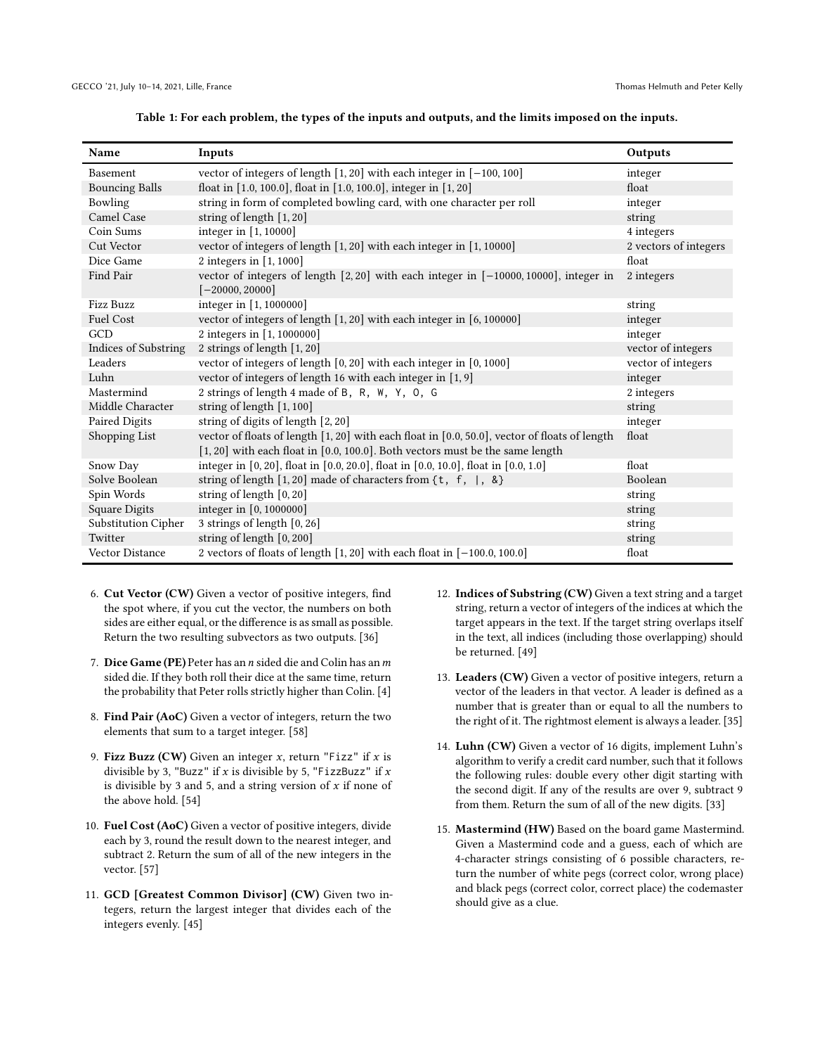**Table 1: For each problem, the types of the inputs and outputs, and the limits imposed on the inputs.**

| Name | Inputs | Outputs |
|---|---|---|
| Basement | vector of integers of length $[1, 20]$ with each integer in $[-100, 100]$ | integer |
| Bouncing Balls | float in $[1.0, 100.0]$, float in $[1.0, 100.0]$, integer in $[1, 20]$ | float |
| Bowling | string in form of completed bowling card, with one character per roll | integer |
| Camel Case | string of length $[1, 20]$ | string |
| Coin Sums | integer in $[1, 10000]$ | 4 integers |
| Cut Vector | vector of integers of length $[1, 20]$ with each integer in $[1, 10000]$ | 2 vectors of integers |
| Dice Game | 2 integers in $[1, 1000]$ | float |
| Find Pair | vector of integers of length $[2, 20]$ with each integer in $[-10000, 10000]$, integer in $[-20000, 20000]$ | 2 integers |
| Fizz Buzz | integer in $[1, 1000000]$ | string |
| Fuel Cost | vector of integers of length $[1, 20]$ with each integer in $[6, 100000]$ | integer |
| GCD | 2 integers in $[1, 1000000]$ | integer |
| Indices of Substring | 2 strings of length $[1, 20]$ | vector of integers |
| Leaders | vector of integers of length $[0, 20]$ with each integer in $[0, 1000]$ | vector of integers |
| Luhn | vector of integers of length 16 with each integer in $[1, 9]$ | integer |
| Mastermind | 2 strings of length 4 made of `B, R, W, Y, O, G` | 2 integers |
| Middle Character | string of length $[1, 100]$ | string |
| Paired Digits | string of digits of length $[2, 20]$ | integer |
| Shopping List | vector of floats of length $[1, 20]$ with each float in $[0.0, 50.0]$, vector of floats of length $[1, 20]$ with each float in $[0.0, 100.0]$. Both vectors must be the same length | float |
| Snow Day | integer in $[0, 20]$, float in $[0.0, 20.0]$, float in $[0.0, 10.0]$, float in $[0.0, 1.0]$ | float |
| Solve Boolean | string of length $[1, 20]$ made of characters from `{t, f, |, &}` | Boolean |
| Spin Words | string of length $[0, 20]$ | string |
| Square Digits | integer in $[0, 1000000]$ | string |
| Substitution Cipher | 3 strings of length $[0, 26]$ | string |
| Twitter | string of length $[0, 200]$ | string |
| Vector Distance | 2 vectors of floats of length $[1, 20]$ with each float in $[-100.0, 100.0]$ | float |

6. **Cut Vector (CW)** Given a vector of positive integers, find the spot where, if you cut the vector, the numbers on both sides are either equal, or the difference is as small as possible. Return the two resulting subvectors as two outputs. [36]

7. **Dice Game (PE)** Peter has an $n$ sided die and Colin has an $m$ sided die. If they both roll their dice at the same time, return the probability that Peter rolls strictly higher than Colin. [4]

8. **Find Pair (AoC)** Given a vector of integers, return the two elements that sum to a target integer. [58]

9. **Fizz Buzz (CW)** Given an integer $x$, return `"Fizz"` if $x$ is divisible by 3, `"Buzz"` if $x$ is divisible by 5, `"FizzBuzz"` if $x$ is divisible by 3 and 5, and a string version of $x$ if none of the above hold. [54]

10. **Fuel Cost (AoC)** Given a vector of positive integers, divide each by 3, round the result down to the nearest integer, and subtract 2. Return the sum of all of the new integers in the vector. [57]

11. **GCD [Greatest Common Divisor] (CW)** Given two integers, return the largest integer that divides each of the integers evenly. [45]

12. **Indices of Substring (CW)** Given a text string and a target string, return a vector of integers of the indices at which the target appears in the text. If the target string overlaps itself in the text, all indices (including those overlapping) should be returned. [49]

13. **Leaders (CW)** Given a vector of positive integers, return a vector of the leaders in that vector. A leader is defined as a number that is greater than or equal to all the numbers to the right of it. The rightmost element is always a leader. [35]

14. **Luhn (CW)** Given a vector of 16 digits, implement Luhn's algorithm to verify a credit card number, such that it follows the following rules: double every other digit starting with the second digit. If any of the results are over 9, subtract 9 from them. Return the sum of all of the new digits. [33]

15. **Mastermind (HW)** Based on the board game Mastermind. Given a Mastermind code and a guess, each of which are 4-character strings consisting of 6 possible characters, return the number of white pegs (correct color, wrong place) and black pegs (correct color, correct place) the codemaster should give as a clue.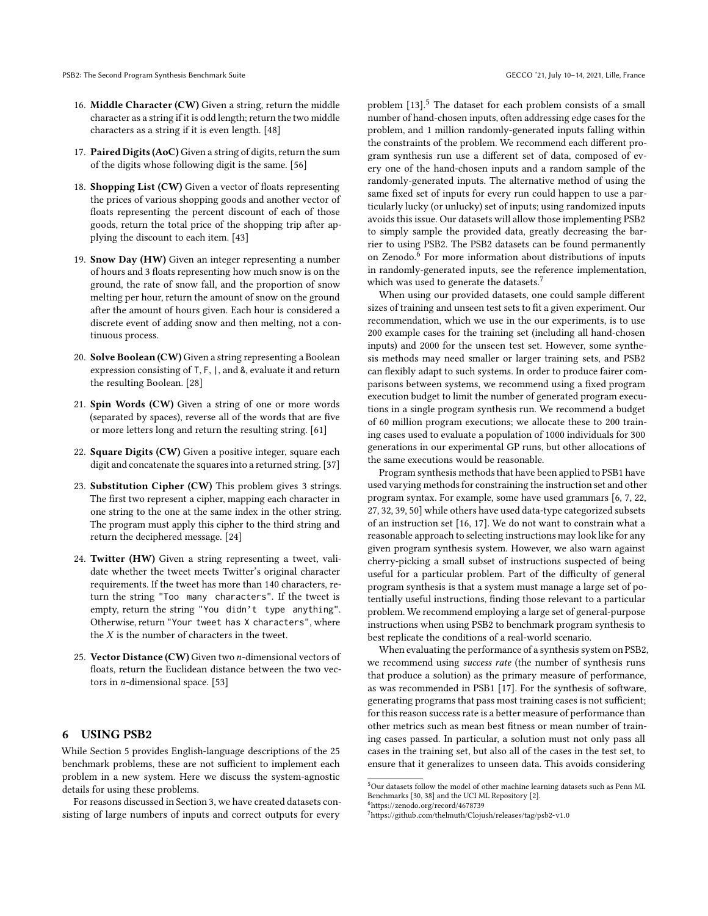16. **Middle Character (CW)** Given a string, return the middle character as a string if it is odd length; return the two middle characters as a string if it is even length. [48]

17. **Paired Digits (AoC)** Given a string of digits, return the sum of the digits whose following digit is the same. [56]

18. **Shopping List (CW)** Given a vector of floats representing the prices of various shopping goods and another vector of floats representing the percent discount of each of those goods, return the total price of the shopping trip after applying the discount to each item. [43]

19. **Snow Day (HW)** Given an integer representing a number of hours and 3 floats representing how much snow is on the ground, the rate of snow fall, and the proportion of snow melting per hour, return the amount of snow on the ground after the amount of hours given. Each hour is considered a discrete event of adding snow and then melting, not a continuous process.

20. **Solve Boolean (CW)** Given a string representing a Boolean expression consisting of `T`, `F`, `|`, and `&`, evaluate it and return the resulting Boolean. [28]

21. **Spin Words (CW)** Given a string of one or more words (separated by spaces), reverse all of the words that are five or more letters long and return the resulting string. [61]

22. **Square Digits (CW)** Given a positive integer, square each digit and concatenate the squares into a returned string. [37]

23. **Substitution Cipher (CW)** This problem gives 3 strings. The first two represent a cipher, mapping each character in one string to the one at the same index in the other string. The program must apply this cipher to the third string and return the deciphered message. [24]

24. **Twitter (HW)** Given a string representing a tweet, validate whether the tweet meets Twitter's original character requirements. If the tweet has more than 140 characters, return the string `"Too many characters"`. If the tweet is empty, return the string `"You didn't type anything"`. Otherwise, return `"Your tweet has X characters"`, where the $X$ is the number of characters in the tweet.

25. **Vector Distance (CW)** Given two $n$-dimensional vectors of floats, return the Euclidean distance between the two vectors in $n$-dimensional space. [53]

## 6 USING PSB2

While Section 5 provides English-language descriptions of the 25 benchmark problems, these are not sufficient to implement each problem in a new system. Here we discuss the system-agnostic details for using these problems.

For reasons discussed in Section 3, we have created datasets consisting of large numbers of inputs and correct outputs for every problem [13].[5] The dataset for each problem consists of a small number of hand-chosen inputs, often addressing edge cases for the problem, and 1 million randomly-generated inputs falling within the constraints of the problem. We recommend each different program synthesis run use a different set of data, composed of every one of the hand-chosen inputs and a random sample of the randomly-generated inputs. The alternative method of using the same fixed set of inputs for every run could happen to use a particularly lucky (or unlucky) set of inputs; using randomized inputs avoids this issue. Our datasets will allow those implementing PSB2 to simply sample the provided data, greatly decreasing the barrier to using PSB2. The PSB2 datasets can be found permanently on Zenodo.[6] For more information about distributions of inputs in randomly-generated inputs, see the reference implementation, which was used to generate the datasets.[7]

When using our provided datasets, one could sample different sizes of training and unseen test sets to fit a given experiment. Our recommendation, which we use in the our experiments, is to use 200 example cases for the training set (including all hand-chosen inputs) and 2000 for the unseen test set. However, some synthesis methods may need smaller or larger training sets, and PSB2 can flexibly adapt to such systems. In order to produce fairer comparisons between systems, we recommend using a fixed program execution budget to limit the number of generated program executions in a single program synthesis run. We recommend a budget of 60 million program executions; we allocate these to 200 training cases used to evaluate a population of 1000 individuals for 300 generations in our experimental GP runs, but other allocations of the same executions would be reasonable.

Program synthesis methods that have been applied to PSB1 have used varying methods for constraining the instruction set and other program syntax. For example, some have used grammars [6, 7, 22, 27, 32, 39, 50] while others have used data-type categorized subsets of an instruction set [16, 17]. We do not want to constrain what a reasonable approach to selecting instructions may look like for any given program synthesis system. However, we also warn against cherry-picking a small subset of instructions suspected of being useful for a particular problem. Part of the difficulty of general program synthesis is that a system must manage a large set of potentially useful instructions, finding those relevant to a particular problem. We recommend employing a large set of general-purpose instructions when using PSB2 to benchmark program synthesis to best replicate the conditions of a real-world scenario.

When evaluating the performance of a synthesis system on PSB2, we recommend using *success rate* (the number of synthesis runs that produce a solution) as the primary measure of performance, as was recommended in PSB1 [17]. For the synthesis of software, generating programs that pass most training cases is not sufficient; for this reason success rate is a better measure of performance than other metrics such as mean best fitness or mean number of training cases passed. In particular, a solution must not only pass all cases in the training set, but also all of the cases in the test set, to ensure that it generalizes to unseen data. This avoids considering

[5] Our datasets follow the model of other machine learning datasets such as Penn ML Benchmarks [30, 38] and the UCI ML Repository [2].

[6] https://zenodo.org/record/4678739

[7] https://github.com/thelmuth/Clojush/releases/tag/psb2-v1.0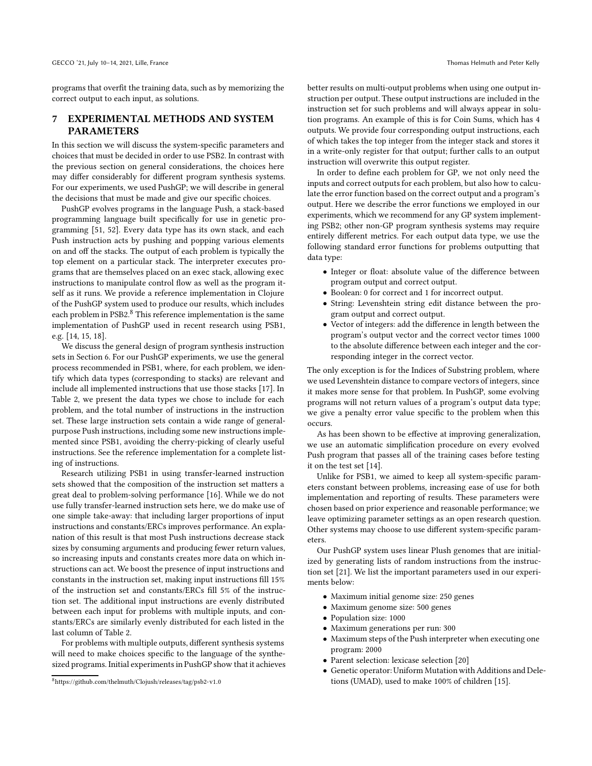programs that overfit the training data, such as by memorizing the correct output to each input, as solutions.

## 7 EXPERIMENTAL METHODS AND SYSTEM PARAMETERS

In this section we will discuss the system-specific parameters and choices that must be decided in order to use PSB2. In contrast with the previous section on general considerations, the choices here may differ considerably for different program synthesis systems. For our experiments, we used PushGP; we will describe in general the decisions that must be made and give our specific choices.

PushGP evolves programs in the language Push, a stack-based programming language built specifically for use in genetic programming [51, 52]. Every data type has its own stack, and each Push instruction acts by pushing and popping various elements on and off the stacks. The output of each problem is typically the top element on a particular stack. The interpreter executes programs that are themselves placed on an exec stack, allowing exec instructions to manipulate control flow as well as the program itself as it runs. We provide a reference implementation in Clojure of the PushGP system used to produce our results, which includes each problem in PSB2.[8] This reference implementation is the same implementation of PushGP used in recent research using PSB1, e.g. [14, 15, 18].

We discuss the general design of program synthesis instruction sets in Section 6. For our PushGP experiments, we use the general process recommended in PSB1, where, for each problem, we identify which data types (corresponding to stacks) are relevant and include all implemented instructions that use those stacks [17]. In Table 2, we present the data types we chose to include for each problem, and the total number of instructions in the instruction set. These large instruction sets contain a wide range of general-purpose Push instructions, including some new instructions implemented since PSB1, avoiding the cherry-picking of clearly useful instructions. See the reference implementation for a complete listing of instructions.

Research utilizing PSB1 in using transfer-learned instruction sets showed that the composition of the instruction set matters a great deal to problem-solving performance [16]. While we do not use fully transfer-learned instruction sets here, we do make use of one simple take-away: that including larger proportions of input instructions and constants/ERCs improves performance. An explanation of this result is that most Push instructions decrease stack sizes by consuming arguments and producing fewer return values, so increasing inputs and constants creates more data on which instructions can act. We boost the presence of input instructions and constants in the instruction set, making input instructions fill 15% of the instruction set and constants/ERCs fill 5% of the instruction set. The additional input instructions are evenly distributed between each input for problems with multiple inputs, and constants/ERCs are similarly evenly distributed for each listed in the last column of Table 2.

For problems with multiple outputs, different synthesis systems will need to make choices specific to the language of the synthesized programs. Initial experiments in PushGP show that it achieves better results on multi-output problems when using one output instruction per output. These output instructions are included in the instruction set for such problems and will always appear in solution programs. An example of this is for Coin Sums, which has 4 outputs. We provide four corresponding output instructions, each of which takes the top integer from the integer stack and stores it in a write-only register for that output; further calls to an output instruction will overwrite this output register.

In order to define each problem for GP, we not only need the inputs and correct outputs for each problem, but also how to calculate the error function based on the correct output and a program's output. Here we describe the error functions we employed in our experiments, which we recommend for any GP system implementing PSB2; other non-GP program synthesis systems may require entirely different metrics. For each output data type, we use the following standard error functions for problems outputting that data type:

- Integer or float: absolute value of the difference between program output and correct output.
- Boolean: 0 for correct and 1 for incorrect output.
- String: Levenshtein string edit distance between the program output and correct output.
- Vector of integers: add the difference in length between the program's output vector and the correct vector times 1000 to the absolute difference between each integer and the corresponding integer in the correct vector.

The only exception is for the Indices of Substring problem, where we used Levenshtein distance to compare vectors of integers, since it makes more sense for that problem. In PushGP, some evolving programs will not return values of a program's output data type; we give a penalty error value specific to the problem when this occurs.

As has been shown to be effective at improving generalization, we use an automatic simplification procedure on every evolved Push program that passes all of the training cases before testing it on the test set [14].

Unlike for PSB1, we aimed to keep all system-specific parameters constant between problems, increasing ease of use for both implementation and reporting of results. These parameters were chosen based on prior experience and reasonable performance; we leave optimizing parameter settings as an open research question. Other systems may choose to use different system-specific parameters.

Our PushGP system uses linear Plush genomes that are initialized by generating lists of random instructions from the instruction set [21]. We list the important parameters used in our experiments below:

- Maximum initial genome size: 250 genes
- Maximum genome size: 500 genes
- Population size: 1000
- Maximum generations per run: 300
- Maximum steps of the Push interpreter when executing one program: 2000
- Parent selection: lexicase selection [20]
- Genetic operator: Uniform Mutation with Additions and Deletions (UMAD), used to make 100% of children [15].

[8] https://github.com/thelmuth/Clojush/releases/tag/psb2-v1.0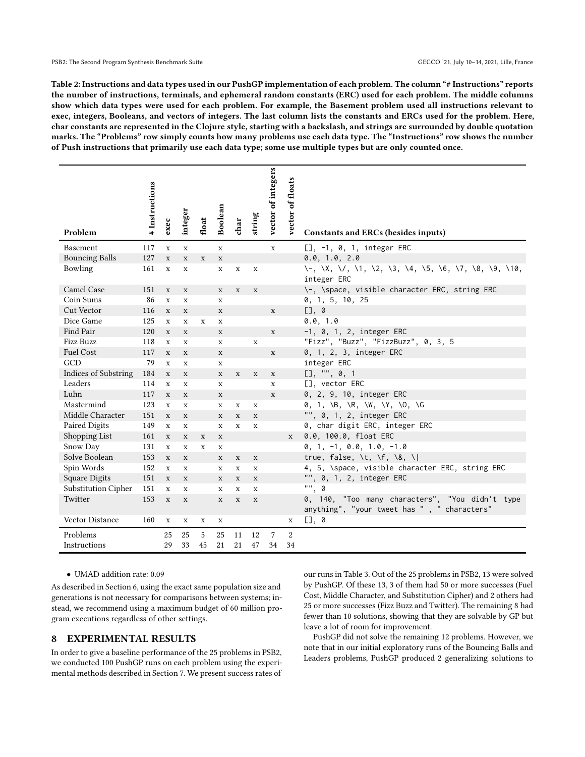Table 2: Instructions and data types used in our PushGP implementation of each problem. The column "# Instructions" reports the number of instructions, terminals, and ephemeral random constants (ERC) used for each problem. The middle columns show which data types were used for each problem. For example, the Basement problem used all instructions relevant to exec, integers, Booleans, and vectors of integers. The last column lists the constants and ERCs used for the problem. Here, char constants are represented in the Clojure style, starting with a backslash, and strings are surrounded by double quotation marks. The "Problems" row simply counts how many problems use each data type. The "Instructions" row shows the number of Push instructions that primarily use each data type; some use multiple types but are only counted once.

| Problem | # Instructions | exec | integer | float | Boolean | char | string | vector of integers | vector of floats | Constants and ERCs (besides inputs) |
|---|---|---|---|---|---|---|---|---|---|---|
| Basement | 117 | x | x | | x | | | x | | `[], -1, 0, 1, integer ERC` |
| Bouncing Balls | 127 | x | x | x | x | | | | | `0.0, 1.0, 2.0` |
| Bowling | 161 | x | x | | x | x | x | | | `\-, \X, \/, \1, \2, \3, \4, \5, \6, \7, \8, \9, \10, integer ERC` |
| Camel Case | 151 | x | x | | x | x | x | | | `\-, \space, visible character ERC, string ERC` |
| Coin Sums | 86 | x | x | | x | | | | | `0, 1, 5, 10, 25` |
| Cut Vector | 116 | x | x | | x | | | x | | `[], 0` |
| Dice Game | 125 | x | x | x | x | | | | | `0.0, 1.0` |
| Find Pair | 120 | x | x | | x | | | x | | `-1, 0, 1, 2, integer ERC` |
| Fizz Buzz | 118 | x | x | | x | | x | | | `"Fizz", "Buzz", "FizzBuzz", 0, 3, 5` |
| Fuel Cost | 117 | x | x | | x | | | x | | `0, 1, 2, 3, integer ERC` |
| GCD | 79 | x | x | | x | | | | | `integer ERC` |
| Indices of Substring | 184 | x | x | | x | x | x | x | | `[], "", 0, 1` |
| Leaders | 114 | x | x | | x | | | x | | `[], vector ERC` |
| Luhn | 117 | x | x | | x | | | x | | `0, 2, 9, 10, integer ERC` |
| Mastermind | 123 | x | x | | x | x | x | | | `0, 1, \B, \R, \W, \Y, \O, \G` |
| Middle Character | 151 | x | x | | x | x | x | | | `"", 0, 1, 2, integer ERC` |
| Paired Digits | 149 | x | x | | x | x | x | | | `0, char digit ERC, integer ERC` |
| Shopping List | 161 | x | x | x | x | | | | x | `0.0, 100.0, float ERC` |
| Snow Day | 131 | x | x | x | x | | | | | `0, 1, -1, 0.0, 1.0, -1.0` |
| Solve Boolean | 153 | x | x | | x | x | x | | | `true, false, \t, \f, \&, \|` |
| Spin Words | 152 | x | x | | x | x | x | | | `4, 5, \space, visible character ERC, string ERC` |
| Square Digits | 151 | x | x | | x | x | x | | | `"", 0, 1, 2, integer ERC` |
| Substitution Cipher | 151 | x | x | | x | x | x | | | `"", 0` |
| Twitter | 153 | x | x | | x | x | x | | | `0, 140, "Too many characters", "You didn't type anything", "your tweet has " , " characters"` |
| Vector Distance | 160 | x | x | x | x | | | | x | `[], 0` |
| Problems | | 25 | 25 | 5 | 25 | 11 | 12 | 7 | 2 | |
| Instructions | | 29 | 33 | 45 | 21 | 21 | 47 | 34 | 34 | |

- UMAD addition rate: 0.09

As described in Section 6, using the exact same population size and generations is not necessary for comparisons between systems; instead, we recommend using a maximum budget of 60 million program executions regardless of other settings.

## 8 EXPERIMENTAL RESULTS

In order to give a baseline performance of the 25 problems in PSB2, we conducted 100 PushGP runs on each problem using the experimental methods described in Section 7. We present success rates of our runs in Table 3. Out of the 25 problems in PSB2, 13 were solved by PushGP. Of these 13, 3 of them had 50 or more successes (Fuel Cost, Middle Character, and Substitution Cipher) and 2 others had 25 or more successes (Fizz Buzz and Twitter). The remaining 8 had fewer than 10 solutions, showing that they are solvable by GP but leave a lot of room for improvement.

PushGP did not solve the remaining 12 problems. However, we note that in our initial exploratory runs of the Bouncing Balls and Leaders problems, PushGP produced 2 generalizing solutions to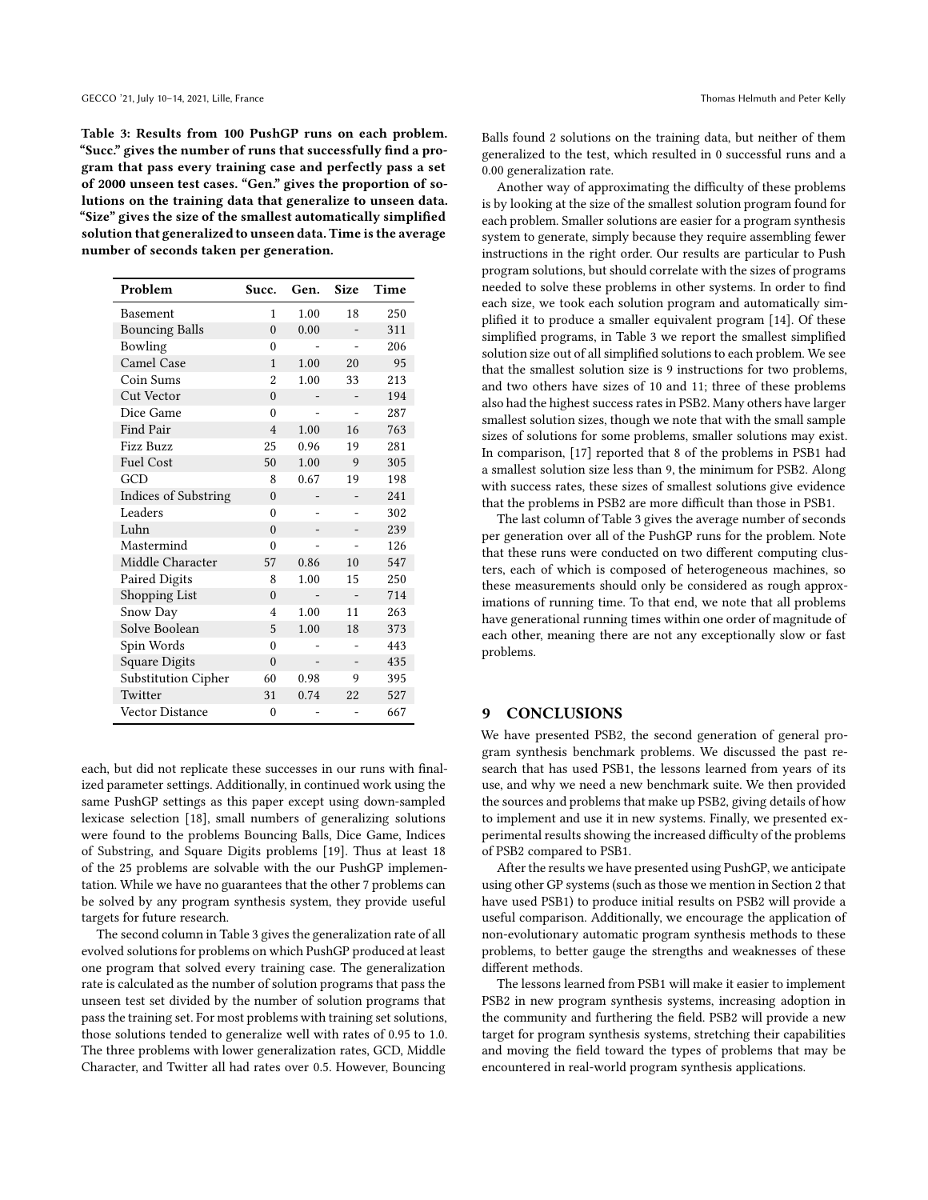**Table 3: Results from 100 PushGP runs on each problem. "Succ." gives the number of runs that successfully find a program that pass every training case and perfectly pass a set of 2000 unseen test cases. "Gen." gives the proportion of solutions on the training data that generalize to unseen data. "Size" gives the size of the smallest automatically simplified solution that generalized to unseen data. Time is the average number of seconds taken per generation.**

| Problem | Succ. | Gen. | Size | Time |
|---|---|---|---|---|
| Basement | 1 | 1.00 | 18 | 250 |
| Bouncing Balls | 0 | 0.00 | - | 311 |
| Bowling | 0 | - | - | 206 |
| Camel Case | 1 | 1.00 | 20 | 95 |
| Coin Sums | 2 | 1.00 | 33 | 213 |
| Cut Vector | 0 | - | - | 194 |
| Dice Game | 0 | - | - | 287 |
| Find Pair | 4 | 1.00 | 16 | 763 |
| Fizz Buzz | 25 | 0.96 | 19 | 281 |
| Fuel Cost | 50 | 1.00 | 9 | 305 |
| GCD | 8 | 0.67 | 19 | 198 |
| Indices of Substring | 0 | - | - | 241 |
| Leaders | 0 | - | - | 302 |
| Luhn | 0 | - | - | 239 |
| Mastermind | 0 | - | - | 126 |
| Middle Character | 57 | 0.86 | 10 | 547 |
| Paired Digits | 8 | 1.00 | 15 | 250 |
| Shopping List | 0 | - | - | 714 |
| Snow Day | 4 | 1.00 | 11 | 263 |
| Solve Boolean | 5 | 1.00 | 18 | 373 |
| Spin Words | 0 | - | - | 443 |
| Square Digits | 0 | - | - | 435 |
| Substitution Cipher | 60 | 0.98 | 9 | 395 |
| Twitter | 31 | 0.74 | 22 | 527 |
| Vector Distance | 0 | - | - | 667 |

each, but did not replicate these successes in our runs with finalized parameter settings. Additionally, in continued work using the same PushGP settings as this paper except using down-sampled lexicase selection [18], small numbers of generalizing solutions were found to the problems Bouncing Balls, Dice Game, Indices of Substring, and Square Digits problems [19]. Thus at least 18 of the 25 problems are solvable with the our PushGP implementation. While we have no guarantees that the other 7 problems can be solved by any program synthesis system, they provide useful targets for future research.

The second column in Table 3 gives the generalization rate of all evolved solutions for problems on which PushGP produced at least one program that solved every training case. The generalization rate is calculated as the number of solution programs that pass the unseen test set divided by the number of solution programs that pass the training set. For most problems with training set solutions, those solutions tended to generalize well with rates of 0.95 to 1.0. The three problems with lower generalization rates, GCD, Middle Character, and Twitter all had rates over 0.5. However, Bouncing Balls found 2 solutions on the training data, but neither of them generalized to the test, which resulted in 0 successful runs and a 0.00 generalization rate.

Another way of approximating the difficulty of these problems is by looking at the size of the smallest solution program found for each problem. Smaller solutions are easier for a program synthesis system to generate, simply because they require assembling fewer instructions in the right order. Our results are particular to Push program solutions, but should correlate with the sizes of programs needed to solve these problems in other systems. In order to find each size, we took each solution program and automatically simplified it to produce a smaller equivalent program [14]. Of these simplified programs, in Table 3 we report the smallest simplified solution size out of all simplified solutions to each problem. We see that the smallest solution size is 9 instructions for two problems, and two others have sizes of 10 and 11; three of these problems also had the highest success rates in PSB2. Many others have larger smallest solution sizes, though we note that with the small sample sizes of solutions for some problems, smaller solutions may exist. In comparison, [17] reported that 8 of the problems in PSB1 had a smallest solution size less than 9, the minimum for PSB2. Along with success rates, these sizes of smallest solutions give evidence that the problems in PSB2 are more difficult than those in PSB1.

The last column of Table 3 gives the average number of seconds per generation over all of the PushGP runs for the problem. Note that these runs were conducted on two different computing clusters, each of which is composed of heterogeneous machines, so these measurements should only be considered as rough approximations of running time. To that end, we note that all problems have generational running times within one order of magnitude of each other, meaning there are not any exceptionally slow or fast problems.

## 9 CONCLUSIONS

We have presented PSB2, the second generation of general program synthesis benchmark problems. We discussed the past research that has used PSB1, the lessons learned from years of its use, and why we need a new benchmark suite. We then provided the sources and problems that make up PSB2, giving details of how to implement and use it in new systems. Finally, we presented experimental results showing the increased difficulty of the problems of PSB2 compared to PSB1.

After the results we have presented using PushGP, we anticipate using other GP systems (such as those we mention in Section 2 that have used PSB1) to produce initial results on PSB2 will provide a useful comparison. Additionally, we encourage the application of non-evolutionary automatic program synthesis methods to these problems, to better gauge the strengths and weaknesses of these different methods.

The lessons learned from PSB1 will make it easier to implement PSB2 in new program synthesis systems, increasing adoption in the community and furthering the field. PSB2 will provide a new target for program synthesis systems, stretching their capabilities and moving the field toward the types of problems that may be encountered in real-world program synthesis applications.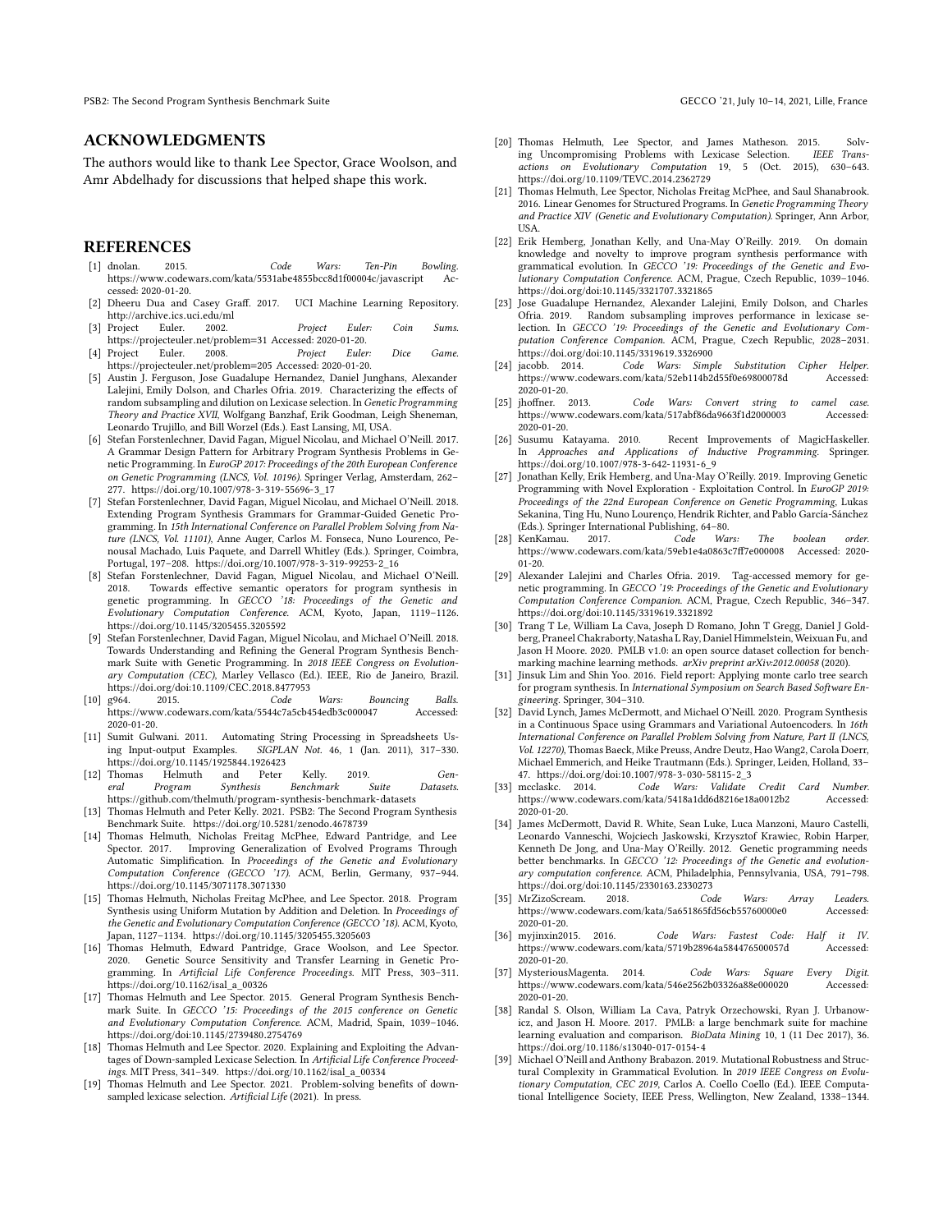## ACKNOWLEDGMENTS

The authors would like to thank Lee Spector, Grace Woolson, and Amr Abdelhady for discussions that helped shape this work.

## REFERENCES

- [1] dnolan. 2015. *Code Wars: Ten-Pin Bowling.* https://www.codewars.com/kata/5531abe4855bcc8d1f00004c/javascript Accessed: 2020-01-20.
- [2] Dheeru Dua and Casey Graff. 2017. UCI Machine Learning Repository. http://archive.ics.uci.edu/ml
- [3] Project Euler. 2002. *Project Euler: Coin Sums.* https://projecteuler.net/problem=31 Accessed: 2020-01-20.
- [4] Project Euler. 2008. *Project Euler: Dice Game.* https://projecteuler.net/problem=205 Accessed: 2020-01-20.
- [5] Austin J. Ferguson, Jose Guadalupe Hernandez, Daniel Junghans, Alexander Lalejini, Emily Dolson, and Charles Ofria. 2019. Characterizing the effects of random subsampling and dilution on Lexicase selection. In *Genetic Programming Theory and Practice XVII*, Wolfgang Banzhaf, Erik Goodman, Leigh Sheneman, Leonardo Trujillo, and Bill Worzel (Eds.). East Lansing, MI, USA.
- [6] Stefan Forstenlechner, David Fagan, Miguel Nicolau, and Michael O'Neill. 2017. A Grammar Design Pattern for Arbitrary Program Synthesis Problems in Genetic Programming. In *EuroGP 2017: Proceedings of the 20th European Conference on Genetic Programming (LNCS, Vol. 10196)*. Springer Verlag, Amsterdam, 262–277. https://doi.org/10.1007/978-3-319-55696-3_17
- [7] Stefan Forstenlechner, David Fagan, Miguel Nicolau, and Michael O'Neill. 2018. Extending Program Synthesis Grammars for Grammar-Guided Genetic Programming. In *15th International Conference on Parallel Problem Solving from Nature (LNCS, Vol. 11101)*, Anne Auger, Carlos M. Fonseca, Nuno Lourenco, Penousal Machado, Luis Paquete, and Darrell Whitley (Eds.). Springer, Coimbra, Portugal, 197–208. https://doi.org/10.1007/978-3-319-99253-2_16
- [8] Stefan Forstenlechner, David Fagan, Miguel Nicolau, and Michael O'Neill. 2018. Towards effective semantic operators for program synthesis in genetic programming. In *GECCO '18: Proceedings of the Genetic and Evolutionary Computation Conference*. ACM, Kyoto, Japan, 1119–1126. https://doi.org/10.1145/3205455.3205592
- [9] Stefan Forstenlechner, David Fagan, Miguel Nicolau, and Michael O'Neill. 2018. Towards Understanding and Refining the General Program Synthesis Benchmark Suite with Genetic Programming. In *2018 IEEE Congress on Evolutionary Computation (CEC)*, Marley Vellasco (Ed.). IEEE, Rio de Janeiro, Brazil. https://doi.org/doi:10.1109/CEC.2018.8477953
- [10] g964. 2015. *Code Wars: Bouncing Balls.* https://www.codewars.com/kata/5544c7a5cb454edb3c000047 Accessed: 2020-01-20.
- [11] Sumit Gulwani. 2011. Automating String Processing in Spreadsheets Using Input-output Examples. *SIGPLAN Not.* 46, 1 (Jan. 2011), 317–330. https://doi.org/10.1145/1925844.1926423
- [12] Thomas Helmuth and Peter Kelly. 2019. *General Program Synthesis Benchmark Suite Datasets.* https://github.com/thelmuth/program-synthesis-benchmark-datasets
- [13] Thomas Helmuth and Peter Kelly. 2021. PSB2: The Second Program Synthesis Benchmark Suite. https://doi.org/10.5281/zenodo.4678739
- [14] Thomas Helmuth, Nicholas Freitag McPhee, Edward Pantridge, and Lee Spector. 2017. Improving Generalization of Evolved Programs Through Automatic Simplification. In *Proceedings of the Genetic and Evolutionary Computation Conference (GECCO '17)*. ACM, Berlin, Germany, 937–944. https://doi.org/10.1145/3071178.3071330
- [15] Thomas Helmuth, Nicholas Freitag McPhee, and Lee Spector. 2018. Program Synthesis using Uniform Mutation by Addition and Deletion. In *Proceedings of the Genetic and Evolutionary Computation Conference (GECCO '18)*. ACM, Kyoto, Japan, 1127–1134. https://doi.org/10.1145/3205455.3205603
- [16] Thomas Helmuth, Edward Pantridge, Grace Woolson, and Lee Spector. 2020. Genetic Source Sensitivity and Transfer Learning in Genetic Programming. In *Artificial Life Conference Proceedings*. MIT Press, 303–311. https://doi.org/10.1162/isal_a_00326
- [17] Thomas Helmuth and Lee Spector. 2015. General Program Synthesis Benchmark Suite. In *GECCO '15: Proceedings of the 2015 conference on Genetic and Evolutionary Computation Conference*. ACM, Madrid, Spain, 1039–1046. https://doi.org/doi:10.1145/2739480.2754769
- [18] Thomas Helmuth and Lee Spector. 2020. Explaining and Exploiting the Advantages of Down-sampled Lexicase Selection. In *Artificial Life Conference Proceedings*. MIT Press, 341–349. https://doi.org/10.1162/isal_a_00334
- [19] Thomas Helmuth and Lee Spector. 2021. Problem-solving benefits of down-sampled lexicase selection. *Artificial Life* (2021). In press.
- [20] Thomas Helmuth, Lee Spector, and James Matheson. 2015. Solving Uncompromising Problems with Lexicase Selection. *IEEE Transactions on Evolutionary Computation* 19, 5 (Oct. 2015), 630–643. https://doi.org/10.1109/TEVC.2014.2362729
- [21] Thomas Helmuth, Lee Spector, Nicholas Freitag McPhee, and Saul Shanabrook. 2016. Linear Genomes for Structured Programs. In *Genetic Programming Theory and Practice XIV (Genetic and Evolutionary Computation)*. Springer, Ann Arbor, USA.
- [22] Erik Hemberg, Jonathan Kelly, and Una-May O'Reilly. 2019. On domain knowledge and novelty to improve program synthesis performance with grammatical evolution. In *GECCO '19: Proceedings of the Genetic and Evolutionary Computation Conference*. ACM, Prague, Czech Republic, 1039–1046. https://doi.org/10.1145/3321707.3321865
- [23] Jose Guadalupe Hernandez, Alexander Lalejini, Emily Dolson, and Charles Ofria. 2019. Random subsampling improves performance in lexicase selection. In *GECCO '19: Proceedings of the Genetic and Evolutionary Computation Conference Companion*. ACM, Prague, Czech Republic, 2028–2031. https://doi.org/10.1145/3319619.3326900
- [24] jacobb. 2014. *Code Wars: Simple Substitution Cipher Helper.* https://www.codewars.com/kata/52eb114b2d55f0e69800078d Accessed: 2020-01-20.
- [25] jhoffner. 2013. *Code Wars: Convert string to camel case.* https://www.codewars.com/kata/517abf86da9663f1d2000003 Accessed: 2020-01-20.
- [26] Susumu Katayama. 2010. Recent Improvements of MagicHaskeller. In *Approaches and Applications of Inductive Programming*. Springer. https://doi.org/10.1007/978-3-642-11931-6_9
- [27] Jonathan Kelly, Erik Hemberg, and Una-May O'Reilly. 2019. Improving Genetic Programming with Novel Exploration - Exploitation Control. In *EuroGP 2019: Proceedings of the 22nd European Conference on Genetic Programming*, Lukas Sekanina, Ting Hu, Nuno Lourenço, Hendrik Richter, and Pablo García-Sánchez (Eds.). Springer International Publishing, 64–80.
- [28] KenKamau. 2017. *Code Wars: The boolean order.* https://www.codewars.com/kata/59eb1e4a0863c7ff7e000008 Accessed: 2020-01-20.
- [29] Alexander Lalejini and Charles Ofria. 2019. Tag-accessed memory for genetic programming. In *GECCO '19: Proceedings of the Genetic and Evolutionary Computation Conference Companion*. ACM, Prague, Czech Republic, 346–347. https://doi.org/10.1145/3319619.3321892
- [30] Trang T Le, William La Cava, Joseph D Romano, John T Gregg, Daniel J Goldberg, Praneel Chakraborty, Natasha L Ray, Daniel Himmelstein, Weixuan Fu, and Jason H Moore. 2020. PMLB v1.0: an open source dataset collection for benchmarking machine learning methods. *arXiv preprint arXiv:2012.00058* (2020).
- [31] Jinsuk Lim and Shin Yoo. 2016. Field report: Applying monte carlo tree search for program synthesis. In *International Symposium on Search Based Software Engineering*. Springer, 304–310.
- [32] David Lynch, James McDermott, and Michael O'Neill. 2020. Program Synthesis in a Continuous Space using Grammars and Variational Autoencoders. In *16th International Conference on Parallel Problem Solving from Nature, Part II (LNCS, Vol. 12270)*, Thomas Baeck, Mike Preuss, Andre Deutz, Hao Wang2, Carola Doerr, Michael Emmerich, and Heike Trautmann (Eds.). Springer, Leiden, Holland, 33–47. https://doi.org/doi:10.1007/978-3-030-58115-2_3
- [33] mcclaskc. 2014. *Code Wars: Validate Credit Card Number.* https://www.codewars.com/kata/5418a1dd6d8216e18a0012b2 Accessed: 2020-01-20.
- [34] James McDermott, David R. White, Sean Luke, Luca Manzoni, Mauro Castelli, Leonardo Vanneschi, Wojciech Jaskowski, Krzysztof Krawiec, Robin Harper, Kenneth De Jong, and Una-May O'Reilly. 2012. Genetic programming needs better benchmarks. In *GECCO '12: Proceedings of the Genetic and evolutionary computation conference*. ACM, Philadelphia, Pennsylvania, USA, 791–798. https://doi.org/10.1145/2330163.2330273
- [35] MrZizoScream. 2018. *Code Wars: Array Leaders.* https://www.codewars.com/kata/5a651865fd56cb55760000e0 Accessed: 2020-01-20.
- [36] myjinxin2015. 2016. *Code Wars: Fastest Code: Half it IV.* https://www.codewars.com/kata/5719b28964a584476500057d Accessed: 2020-01-20.
- [37] MysteriousMagenta. 2014. *Code Wars: Square Every Digit.* https://www.codewars.com/kata/546e2562b03326a88e000020 Accessed: 2020-01-20.
- [38] Randal S. Olson, William La Cava, Patryk Orzechowski, Ryan J. Urbanowicz, and Jason H. Moore. 2017. PMLB: a large benchmark suite for machine learning evaluation and comparison. *BioData Mining* 10, 1 (11 Dec 2017), 36. https://doi.org/10.1186/s13040-017-0154-4
- [39] Michael O'Neill and Anthony Brabazon. 2019. Mutational Robustness and Structural Complexity in Grammatical Evolution. In *2019 IEEE Congress on Evolutionary Computation, CEC 2019*, Carlos A. Coello Coello (Ed.). IEEE Computational Intelligence Society, IEEE Press, Wellington, New Zealand, 1338–1344.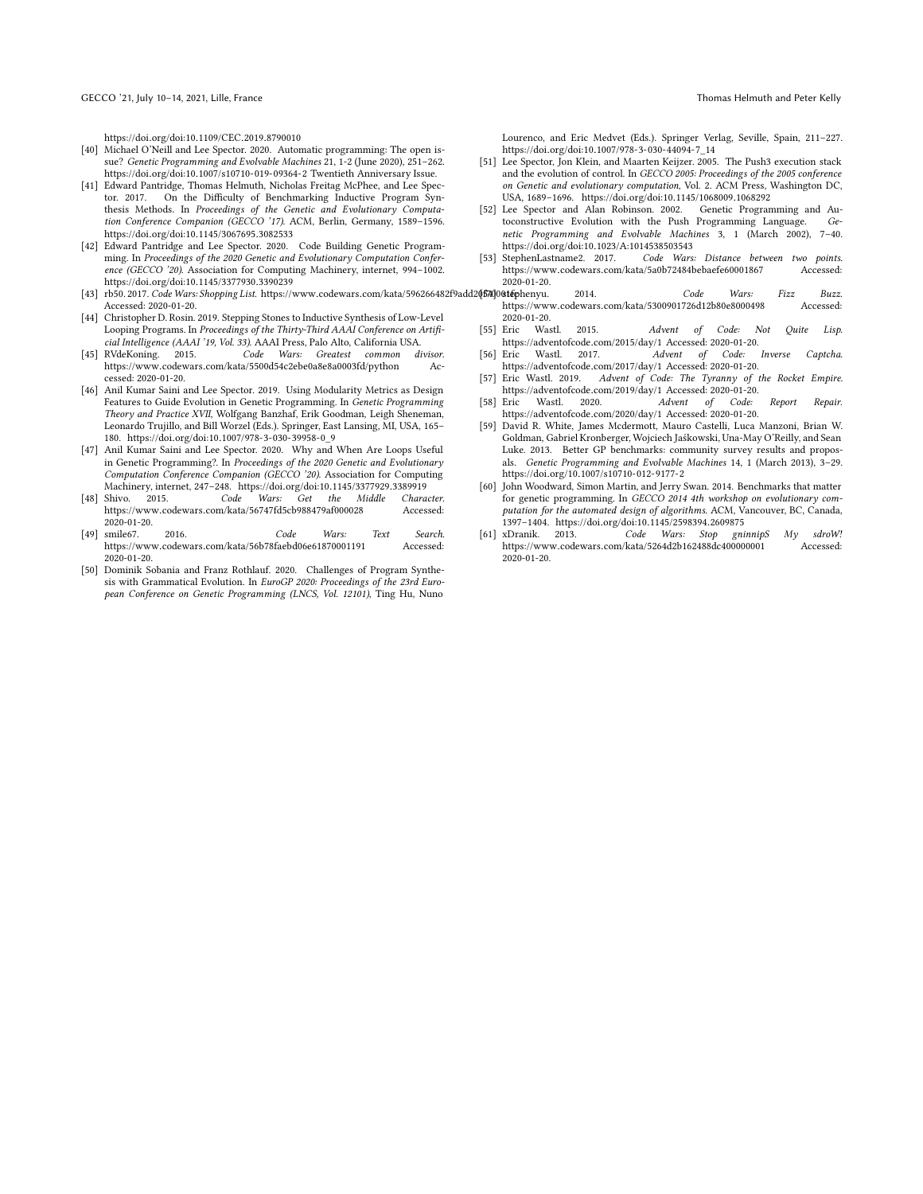https://doi.org/doi:10.1109/CEC.2019.8790010

[40] Michael O'Neill and Lee Spector. 2020. Automatic programming: The open issue? *Genetic Programming and Evolvable Machines* 21, 1-2 (June 2020), 251–262. https://doi.org/doi:10.1007/s10710-019-09364-2 Twentieth Anniversary Issue.

[41] Edward Pantridge, Thomas Helmuth, Nicholas Freitag McPhee, and Lee Spector. 2017. On the Difficulty of Benchmarking Inductive Program Synthesis Methods. In *Proceedings of the Genetic and Evolutionary Computation Conference Companion (GECCO '17)*. ACM, Berlin, Germany, 1589–1596. https://doi.org/doi:10.1145/3067695.3082533

[42] Edward Pantridge and Lee Spector. 2020. Code Building Genetic Programming. In *Proceedings of the 2020 Genetic and Evolutionary Computation Conference (GECCO '20)*. Association for Computing Machinery, internet, 994–1002. https://doi.org/doi:10.1145/3377930.3390239

[43] rb50. 2017. *Code Wars: Shopping List.* https://www.codewars.com/kata/596266482f9add20f70001fc Accessed: 2020-01-20.

[44] Christopher D. Rosin. 2019. Stepping Stones to Inductive Synthesis of Low-Level Looping Programs. In *Proceedings of the Thirty-Third AAAI Conference on Artificial Intelligence (AAAI '19, Vol. 33)*. AAAI Press, Palo Alto, California USA.

[45] RVdeKoning. 2015. *Code Wars: Greatest common divisor.* https://www.codewars.com/kata/5500d54c2ebe0a8e8a0003fd/python Accessed: 2020-01-20.

[46] Anil Kumar Saini and Lee Spector. 2019. Using Modularity Metrics as Design Features to Guide Evolution in Genetic Programming. In *Genetic Programming Theory and Practice XVII*, Wolfgang Banzhaf, Erik Goodman, Leigh Sheneman, Leonardo Trujillo, and Bill Worzel (Eds.). Springer, East Lansing, MI, USA, 165–180. https://doi.org/doi:10.1007/978-3-030-39958-0_9

[47] Anil Kumar Saini and Lee Spector. 2020. Why and When Are Loops Useful in Genetic Programming?. In *Proceedings of the 2020 Genetic and Evolutionary Computation Conference Companion (GECCO '20)*. Association for Computing Machinery, internet, 247–248. https://doi.org/doi:10.1145/3377929.3389919

[48] Shivo. 2015. *Code Wars: Get the Middle Character.* https://www.codewars.com/kata/56747fd5cb988479af000028 Accessed: 2020-01-20.

[49] smile67. 2016. *Code Wars: Text Search.* https://www.codewars.com/kata/56b78faebd06e61870001191 Accessed: 2020-01-20.

[50] Dominik Sobania and Franz Rothlauf. 2020. Challenges of Program Synthesis with Grammatical Evolution. In *EuroGP 2020: Proceedings of the 23rd European Conference on Genetic Programming (LNCS, Vol. 12101)*, Ting Hu, Nuno Lourenco, and Eric Medvet (Eds.). Springer Verlag, Seville, Spain, 211–227. https://doi.org/doi:10.1007/978-3-030-44094-7_14

[51] Lee Spector, Jon Klein, and Maarten Keijzer. 2005. The Push3 execution stack and the evolution of control. In *GECCO 2005: Proceedings of the 2005 conference on Genetic and evolutionary computation*, Vol. 2. ACM Press, Washington DC, USA, 1689–1696. https://doi.org/doi:10.1145/1068009.1068292

[52] Lee Spector and Alan Robinson. 2002. Genetic Programming and Autoconstructive Evolution with the Push Programming Language. *Genetic Programming and Evolvable Machines* 3, 1 (March 2002), 7–40. https://doi.org/doi:10.1023/A:1014538503543

[53] StephenLastname2. 2017. *Code Wars: Distance between two points.* https://www.codewars.com/kata/5a0b72484bebaefe60001867 Accessed: 2020-01-20.

[54] stephenyu. 2014. *Code Wars: Fizz Buzz.* https://www.codewars.com/kata/5300901726d12b80e8000498 Accessed: 2020-01-20.

[55] Eric Wastl. 2015. *Advent of Code: Not Quite Lisp.* https://adventofcode.com/2015/day/1 Accessed: 2020-01-20.

[56] Eric Wastl. 2017. *Advent of Code: Inverse Captcha.* https://adventofcode.com/2017/day/1 Accessed: 2020-01-20.

[57] Eric Wastl. 2019. *Advent of Code: The Tyranny of the Rocket Empire.* https://adventofcode.com/2019/day/1 Accessed: 2020-01-20.

[58] Eric Wastl. 2020. *Advent of Code: Report Repair.* https://adventofcode.com/2020/day/1 Accessed: 2020-01-20.

[59] David R. White, James Mcdermott, Mauro Castelli, Luca Manzoni, Brian W. Goldman, Gabriel Kronberger, Wojciech Jaśkowski, Una-May O'Reilly, and Sean Luke. 2013. Better GP benchmarks: community survey results and proposals. *Genetic Programming and Evolvable Machines* 14, 1 (March 2013), 3–29. https://doi.org/doi:10.1007/s10710-012-9177-2

[60] John Woodward, Simon Martin, and Jerry Swan. 2014. Benchmarks that matter for genetic programming. In *GECCO 2014 4th workshop on evolutionary computation for the automated design of algorithms*. ACM, Vancouver, BC, Canada, 1397–1404. https://doi.org/doi:10.1145/2598394.2609875

[61] xDranik. 2013. *Code Wars: Stop gninnipS My sdroW!* https://www.codewars.com/kata/5264d2b162488dc400000001 Accessed: 2020-01-20.